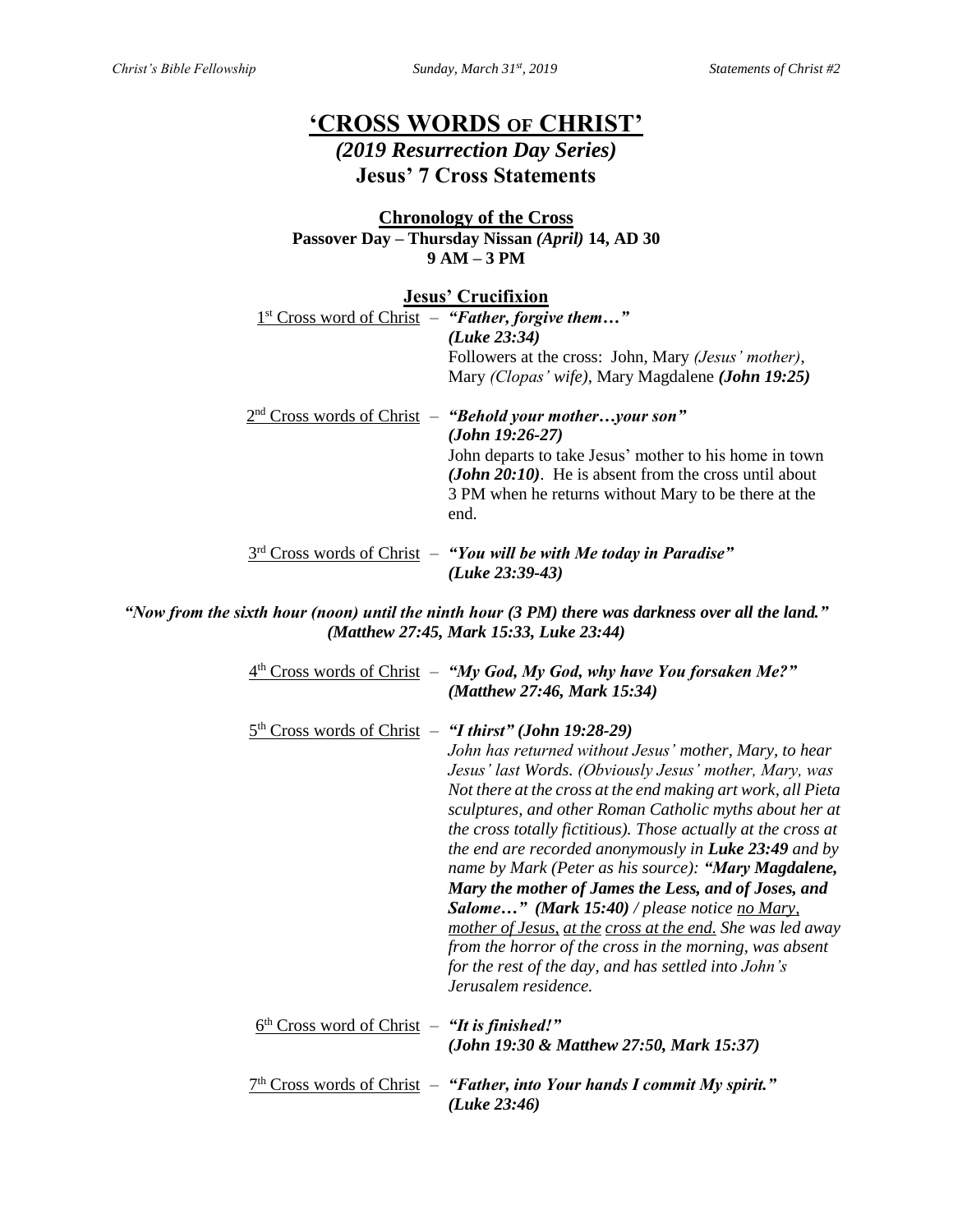# 'CROSS WORDS OF CHRIST'

## *(2019 Resurrection Day Series)*

## Jesus' 7 Cross Statements

**Chronology of the Cross**
**Passover Day – Thursday Nissan *(April)* 14, AD 30**
**9 AM – 3 PM**

**Jesus' Crucifixion**

1st Cross word of Christ – ***"Father, forgive them…"*** ***(Luke 23:34)***
Followers at the cross: John, Mary *(Jesus' mother)*, Mary *(Clopas' wife)*, Mary Magdalene ***(John 19:25)***

2nd Cross words of Christ – ***"Behold your mother…your son"*** ***(John 19:26-27)***
John departs to take Jesus' mother to his home in town ***(John 20:10)***. He is absent from the cross until about 3 PM when he returns without Mary to be there at the end.

3rd Cross words of Christ – ***"You will be with Me today in Paradise"*** ***(Luke 23:39-43)***

***"Now from the sixth hour (noon) until the ninth hour (3 PM) there was darkness over all the land." (Matthew 27:45, Mark 15:33, Luke 23:44)***

4th Cross words of Christ – ***"My God, My God, why have You forsaken Me?"*** ***(Matthew 27:46, Mark 15:34)***

5th Cross words of Christ – ***"I thirst" (John 19:28-29)***
*John has returned without Jesus' mother, Mary, to hear Jesus' last Words. (Obviously Jesus' mother, Mary, was Not there at the cross at the end making art work, all Pieta sculptures, and other Roman Catholic myths about her at the cross totally fictitious). Those actually at the cross at the end are recorded anonymously in* ***Luke 23:49*** *and by name by Mark (Peter as his source):* ***"Mary Magdalene, Mary the mother of James the Less, and of Joses, and Salome…" (Mark 15:40)*** */ please notice no Mary, mother of Jesus, at the cross at the end. She was led away from the horror of the cross in the morning, was absent for the rest of the day, and has settled into John's Jerusalem residence.*

6th Cross word of Christ – ***"It is finished!"*** ***(John 19:30 & Matthew 27:50, Mark 15:37)***

7th Cross words of Christ – ***"Father, into Your hands I commit My spirit."*** ***(Luke 23:46)***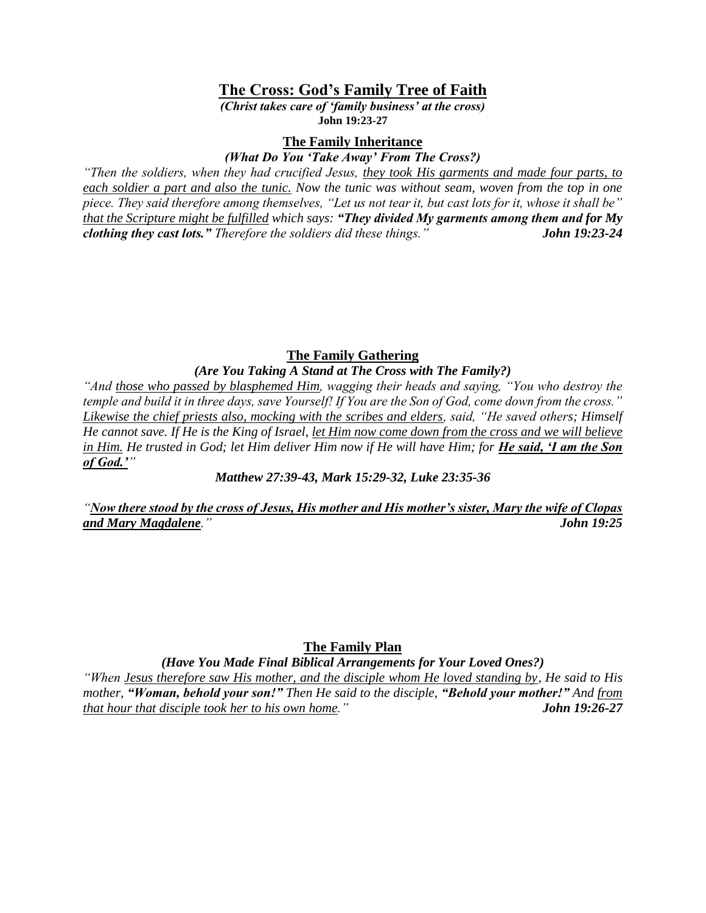# The Cross: God's Family Tree of Faith

***(Christ takes care of 'family business' at the cross)***

**John 19:23-27**

## The Family Inheritance

***(What Do You 'Take Away' From The Cross?)***

*"Then the soldiers, when they had crucified Jesus, <u>they took His garments and made four parts, to each soldier a part and also the tunic.</u> Now the tunic was without seam, woven from the top in one piece. They said therefore among themselves, "Let us not tear it, but cast lots for it, whose it shall be" <u>that the Scripture might be fulfilled</u> which says: **"They divided My garments among them and for My clothing they cast lots."** Therefore the soldiers did these things."* ***John 19:23-24***

## The Family Gathering

***(Are You Taking A Stand at The Cross with The Family?)***

*"And <u>those who passed by blasphemed Him</u>, wagging their heads and saying, "You who destroy the temple and build it in three days, save Yourself! If You are the Son of God, come down from the cross." <u>Likewise the chief priests also, mocking with the scribes and elders</u>, said, "He saved others; Himself He cannot save. If He is the King of Israel, <u>let Him now come down from the cross and we will believe in Him.</u> He trusted in God; let Him deliver Him now if He will have Him; for **<u>He said, 'I am the Son of God.'</u>**"*

***Matthew 27:39-43, Mark 15:29-32, Luke 23:35-36***

*"**<u>Now there stood by the cross of Jesus, His mother and His mother's sister, Mary the wife of Clopas and Mary Magdalene</u>**."* ***John 19:25***

## The Family Plan

***(Have You Made Final Biblical Arrangements for Your Loved Ones?)***

*"When <u>Jesus therefore saw His mother, and the disciple whom He loved standing by</u>, He said to His mother, **"Woman, behold your son!"** Then He said to the disciple, **"Behold your mother!"** And <u>from that hour that disciple took her to his own home.</u>"* ***John 19:26-27***